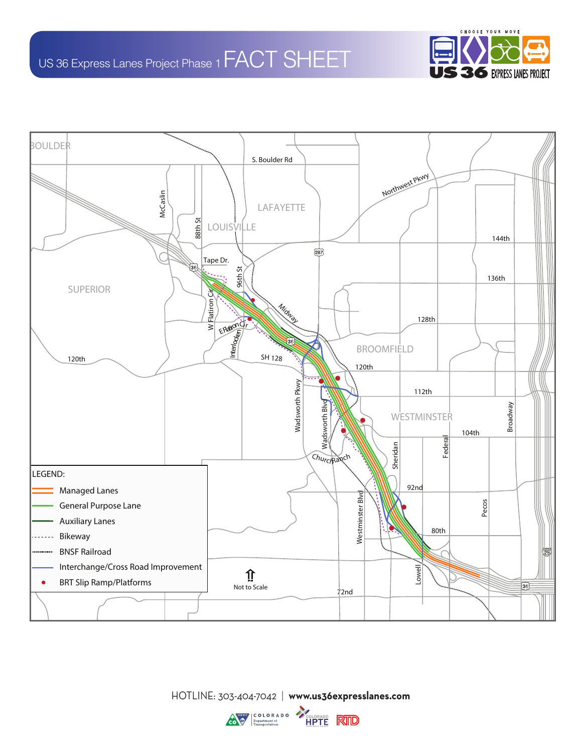# US 36 Express Lanes Project Phase 1 FACT SHEET

BOULDER

S. Boulder Rd

LAFAYETTE

LOUISVILLE

McCaslin

88th St

Northwest Pkwy

144th

136th

128th

Tape Dr.

96th St

SUPERIOR

W Flatiron Cir

E Flatiron Cir

Interlocken

Midway

SH 128

BROOMFIELD

120th

120th

112th

WESTMINSTER

Wadsworth Pkwy

Wadsworth Blvd

104th

Broadway

Church Ranch

Sheridan

Federal

92nd

Pecos

Westminster Blvd

80th

Lowell

72nd

Not to Scale

LEGEND:

- Managed Lanes
- General Purpose Lane
- Auxiliary Lanes
- Bikeway
- BNSF Railroad
- Interchange/Cross Road Improvement
- BRT Slip Ramp/Platforms

HOTLINE: 303-404-7042 | **www.us36expresslanes.com**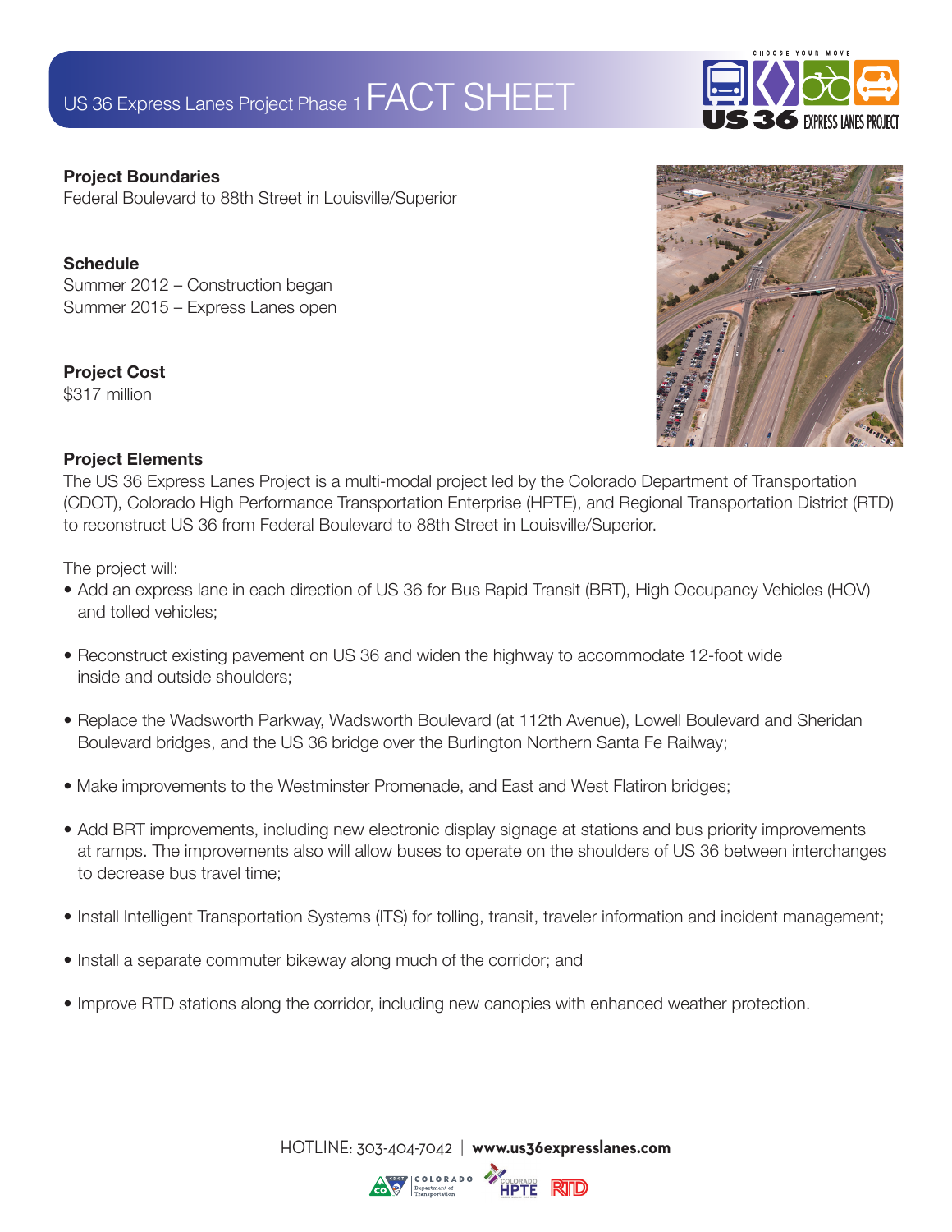# US 36 Express Lanes Project Phase 1 FACT SHEET

**Project Boundaries**
Federal Boulevard to 88th Street in Louisville/Superior

**Schedule**
Summer 2012 – Construction began
Summer 2015 – Express Lanes open

**Project Cost**
$317 million

**Project Elements**
The US 36 Express Lanes Project is a multi-modal project led by the Colorado Department of Transportation (CDOT), Colorado High Performance Transportation Enterprise (HPTE), and Regional Transportation District (RTD) to reconstruct US 36 from Federal Boulevard to 88th Street in Louisville/Superior.

The project will:

- Add an express lane in each direction of US 36 for Bus Rapid Transit (BRT), High Occupancy Vehicles (HOV) and tolled vehicles;
- Reconstruct existing pavement on US 36 and widen the highway to accommodate 12-foot wide inside and outside shoulders;
- Replace the Wadsworth Parkway, Wadsworth Boulevard (at 112th Avenue), Lowell Boulevard and Sheridan Boulevard bridges, and the US 36 bridge over the Burlington Northern Santa Fe Railway;
- Make improvements to the Westminster Promenade, and East and West Flatiron bridges;
- Add BRT improvements, including new electronic display signage at stations and bus priority improvements at ramps. The improvements also will allow buses to operate on the shoulders of US 36 between interchanges to decrease bus travel time;
- Install Intelligent Transportation Systems (ITS) for tolling, transit, traveler information and incident management;
- Install a separate commuter bikeway along much of the corridor; and
- Improve RTD stations along the corridor, including new canopies with enhanced weather protection.

HOTLINE: 303-404-7042 | **www.us36expresslanes.com**